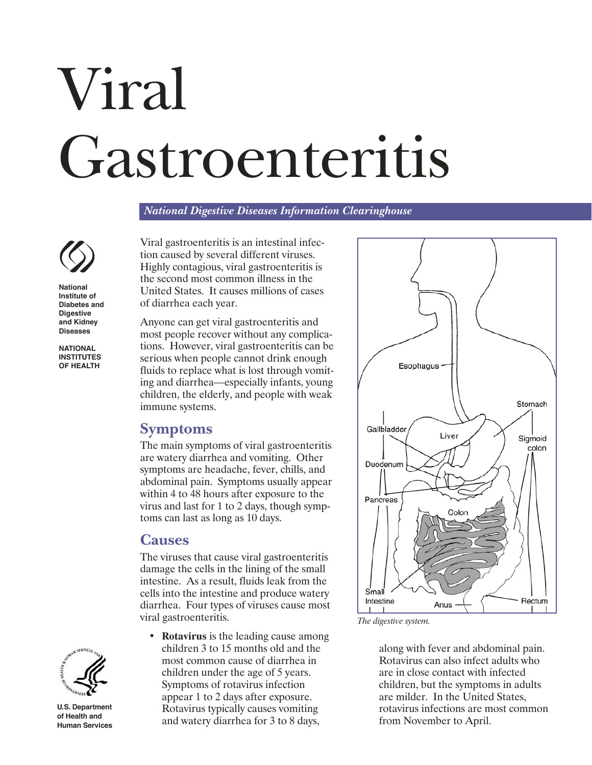# Viral Gastroenteritis

*National Digestive Diseases Information Clearinghouse*

National Institute of Diabetes and Digestive and Kidney Diseases

NATIONAL INSTITUTES OF HEALTH

U.S. Department of Health and Human Services

Viral gastroenteritis is an intestinal infection caused by several different viruses. Highly contagious, viral gastroenteritis is the second most common illness in the United States. It causes millions of cases of diarrhea each year.

Anyone can get viral gastroenteritis and most people recover without any complications. However, viral gastroenteritis can be serious when people cannot drink enough fluids to replace what is lost through vomiting and diarrhea—especially infants, young children, the elderly, and people with weak immune systems.

## Symptoms

The main symptoms of viral gastroenteritis are watery diarrhea and vomiting. Other symptoms are headache, fever, chills, and abdominal pain. Symptoms usually appear within 4 to 48 hours after exposure to the virus and last for 1 to 2 days, though symptoms can last as long as 10 days.

## Causes

The viruses that cause viral gastroenteritis damage the cells in the lining of the small intestine. As a result, fluids leak from the cells into the intestine and produce watery diarrhea. Four types of viruses cause most viral gastroenteritis.

*The digestive system.*

- **Rotavirus** is the leading cause among children 3 to 15 months old and the most common cause of diarrhea in children under the age of 5 years. Symptoms of rotavirus infection appear 1 to 2 days after exposure. Rotavirus typically causes vomiting and watery diarrhea for 3 to 8 days, along with fever and abdominal pain. Rotavirus can also infect adults who are in close contact with infected children, but the symptoms in adults are milder. In the United States, rotavirus infections are most common from November to April.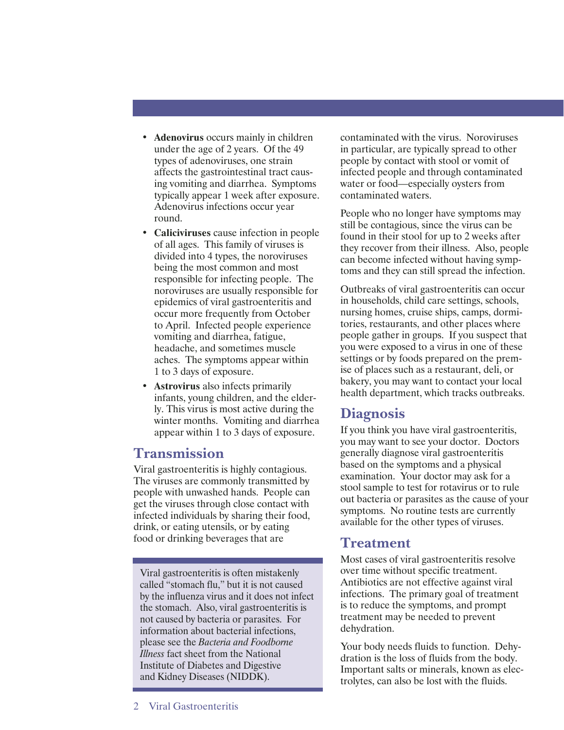- **Adenovirus** occurs mainly in children under the age of 2 years. Of the 49 types of adenoviruses, one strain affects the gastrointestinal tract causing vomiting and diarrhea. Symptoms typically appear 1 week after exposure. Adenovirus infections occur year round.
- **Caliciviruses** cause infection in people of all ages. This family of viruses is divided into 4 types, the noroviruses being the most common and most responsible for infecting people. The noroviruses are usually responsible for epidemics of viral gastroenteritis and occur more frequently from October to April. Infected people experience vomiting and diarrhea, fatigue, headache, and sometimes muscle aches. The symptoms appear within 1 to 3 days of exposure.
- **Astrovirus** also infects primarily infants, young children, and the elderly. This virus is most active during the winter months. Vomiting and diarrhea appear within 1 to 3 days of exposure.

## Transmission

Viral gastroenteritis is highly contagious. The viruses are commonly transmitted by people with unwashed hands. People can get the viruses through close contact with infected individuals by sharing their food, drink, or eating utensils, or by eating food or drinking beverages that are contaminated with the virus. Noroviruses in particular, are typically spread to other people by contact with stool or vomit of infected people and through contaminated water or food—especially oysters from contaminated waters.

People who no longer have symptoms may still be contagious, since the virus can be found in their stool for up to 2 weeks after they recover from their illness. Also, people can become infected without having symptoms and they can still spread the infection.

Outbreaks of viral gastroenteritis can occur in households, child care settings, schools, nursing homes, cruise ships, camps, dormitories, restaurants, and other places where people gather in groups. If you suspect that you were exposed to a virus in one of these settings or by foods prepared on the premise of places such as a restaurant, deli, or bakery, you may want to contact your local health department, which tracks outbreaks.

> Viral gastroenteritis is often mistakenly called "stomach flu," but it is not caused by the influenza virus and it does not infect the stomach. Also, viral gastroenteritis is not caused by bacteria or parasites. For information about bacterial infections, please see the *Bacteria and Foodborne Illness* fact sheet from the National Institute of Diabetes and Digestive and Kidney Diseases (NIDDK).

## Diagnosis

If you think you have viral gastroenteritis, you may want to see your doctor. Doctors generally diagnose viral gastroenteritis based on the symptoms and a physical examination. Your doctor may ask for a stool sample to test for rotavirus or to rule out bacteria or parasites as the cause of your symptoms. No routine tests are currently available for the other types of viruses.

## Treatment

Most cases of viral gastroenteritis resolve over time without specific treatment. Antibiotics are not effective against viral infections. The primary goal of treatment is to reduce the symptoms, and prompt treatment may be needed to prevent dehydration.

Your body needs fluids to function. Dehydration is the loss of fluids from the body. Important salts or minerals, known as electrolytes, can also be lost with the fluids.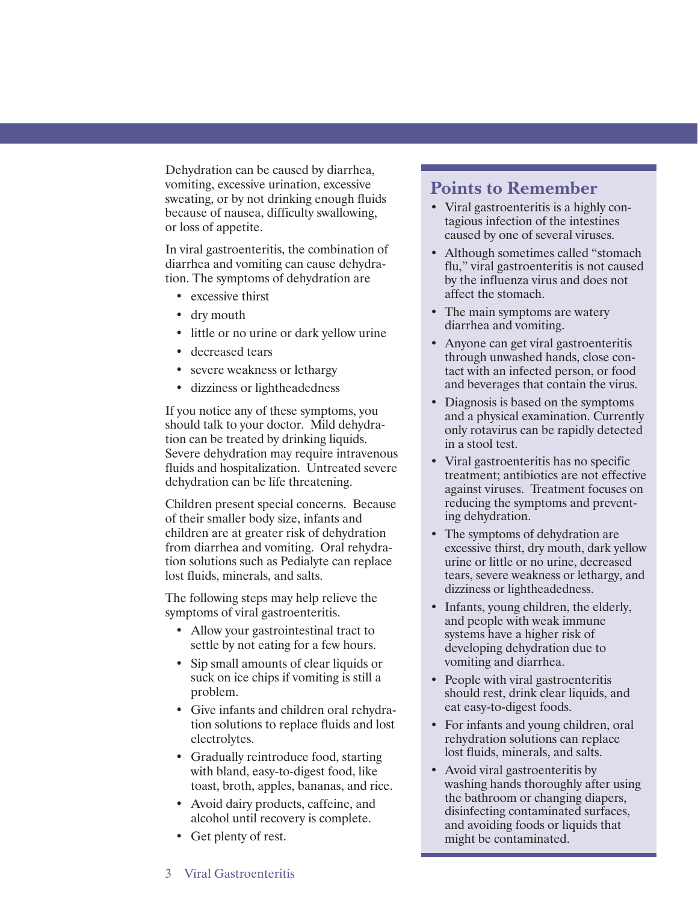Dehydration can be caused by diarrhea, vomiting, excessive urination, excessive sweating, or by not drinking enough fluids because of nausea, difficulty swallowing, or loss of appetite.

In viral gastroenteritis, the combination of diarrhea and vomiting can cause dehydration. The symptoms of dehydration are

- excessive thirst
- dry mouth
- little or no urine or dark yellow urine
- decreased tears
- severe weakness or lethargy
- dizziness or lightheadedness

If you notice any of these symptoms, you should talk to your doctor. Mild dehydration can be treated by drinking liquids. Severe dehydration may require intravenous fluids and hospitalization. Untreated severe dehydration can be life threatening.

Children present special concerns. Because of their smaller body size, infants and children are at greater risk of dehydration from diarrhea and vomiting. Oral rehydration solutions such as Pedialyte can replace lost fluids, minerals, and salts.

The following steps may help relieve the symptoms of viral gastroenteritis.

- Allow your gastrointestinal tract to settle by not eating for a few hours.
- Sip small amounts of clear liquids or suck on ice chips if vomiting is still a problem.
- Give infants and children oral rehydration solutions to replace fluids and lost electrolytes.
- Gradually reintroduce food, starting with bland, easy-to-digest food, like toast, broth, apples, bananas, and rice.
- Avoid dairy products, caffeine, and alcohol until recovery is complete.
- Get plenty of rest.

## Points to Remember

- Viral gastroenteritis is a highly contagious infection of the intestines caused by one of several viruses.
- Although sometimes called "stomach flu," viral gastroenteritis is not caused by the influenza virus and does not affect the stomach.
- The main symptoms are watery diarrhea and vomiting.
- Anyone can get viral gastroenteritis through unwashed hands, close contact with an infected person, or food and beverages that contain the virus.
- Diagnosis is based on the symptoms and a physical examination. Currently only rotavirus can be rapidly detected in a stool test.
- Viral gastroenteritis has no specific treatment; antibiotics are not effective against viruses. Treatment focuses on reducing the symptoms and preventing dehydration.
- The symptoms of dehydration are excessive thirst, dry mouth, dark yellow urine or little or no urine, decreased tears, severe weakness or lethargy, and dizziness or lightheadedness.
- Infants, young children, the elderly, and people with weak immune systems have a higher risk of developing dehydration due to vomiting and diarrhea.
- People with viral gastroenteritis should rest, drink clear liquids, and eat easy-to-digest foods.
- For infants and young children, oral rehydration solutions can replace lost fluids, minerals, and salts.
- Avoid viral gastroenteritis by washing hands thoroughly after using the bathroom or changing diapers, disinfecting contaminated surfaces, and avoiding foods or liquids that might be contaminated.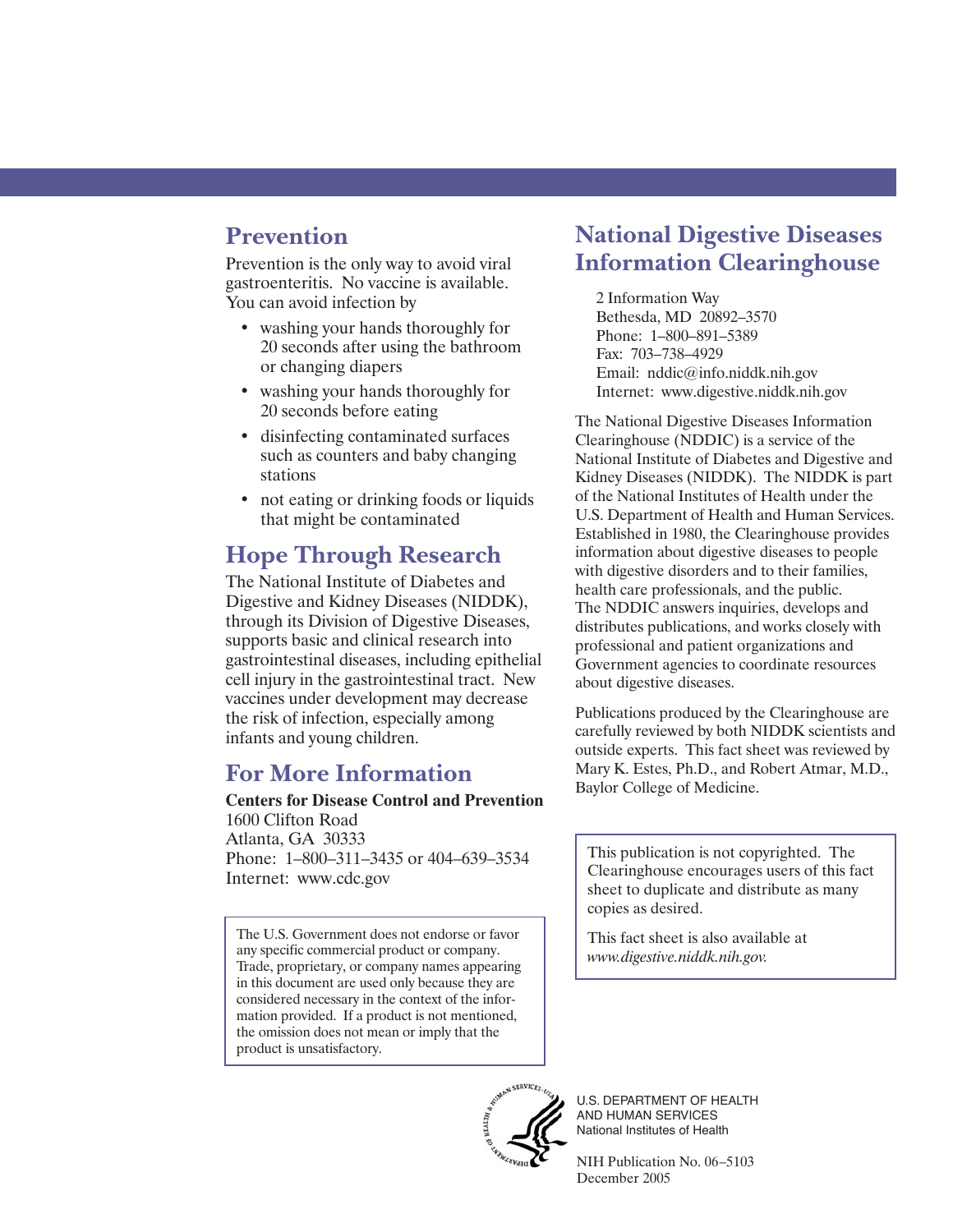## Prevention

Prevention is the only way to avoid viral gastroenteritis. No vaccine is available. You can avoid infection by

- washing your hands thoroughly for 20 seconds after using the bathroom or changing diapers
- washing your hands thoroughly for 20 seconds before eating
- disinfecting contaminated surfaces such as counters and baby changing stations
- not eating or drinking foods or liquids that might be contaminated

## Hope Through Research

The National Institute of Diabetes and Digestive and Kidney Diseases (NIDDK), through its Division of Digestive Diseases, supports basic and clinical research into gastrointestinal diseases, including epithelial cell injury in the gastrointestinal tract. New vaccines under development may decrease the risk of infection, especially among infants and young children.

## For More Information

**Centers for Disease Control and Prevention**
1600 Clifton Road
Atlanta, GA 30333
Phone: 1–800–311–3435 or 404–639–3534
Internet: www.cdc.gov

The U.S. Government does not endorse or favor any specific commercial product or company. Trade, proprietary, or company names appearing in this document are used only because they are considered necessary in the context of the information provided. If a product is not mentioned, the omission does not mean or imply that the product is unsatisfactory.

## National Digestive Diseases Information Clearinghouse

2 Information Way
Bethesda, MD 20892–3570
Phone: 1–800–891–5389
Fax: 703–738–4929
Email: nddic@info.niddk.nih.gov
Internet: www.digestive.niddk.nih.gov

The National Digestive Diseases Information Clearinghouse (NDDIC) is a service of the National Institute of Diabetes and Digestive and Kidney Diseases (NIDDK). The NIDDK is part of the National Institutes of Health under the U.S. Department of Health and Human Services. Established in 1980, the Clearinghouse provides information about digestive diseases to people with digestive disorders and to their families, health care professionals, and the public. The NDDIC answers inquiries, develops and distributes publications, and works closely with professional and patient organizations and Government agencies to coordinate resources about digestive diseases.

Publications produced by the Clearinghouse are carefully reviewed by both NIDDK scientists and outside experts. This fact sheet was reviewed by Mary K. Estes, Ph.D., and Robert Atmar, M.D., Baylor College of Medicine.

This publication is not copyrighted. The Clearinghouse encourages users of this fact sheet to duplicate and distribute as many copies as desired.

This fact sheet is also available at *www.digestive.niddk.nih.gov.*

U.S. DEPARTMENT OF HEALTH AND HUMAN SERVICES
National Institutes of Health

NIH Publication No. 06–5103
December 2005